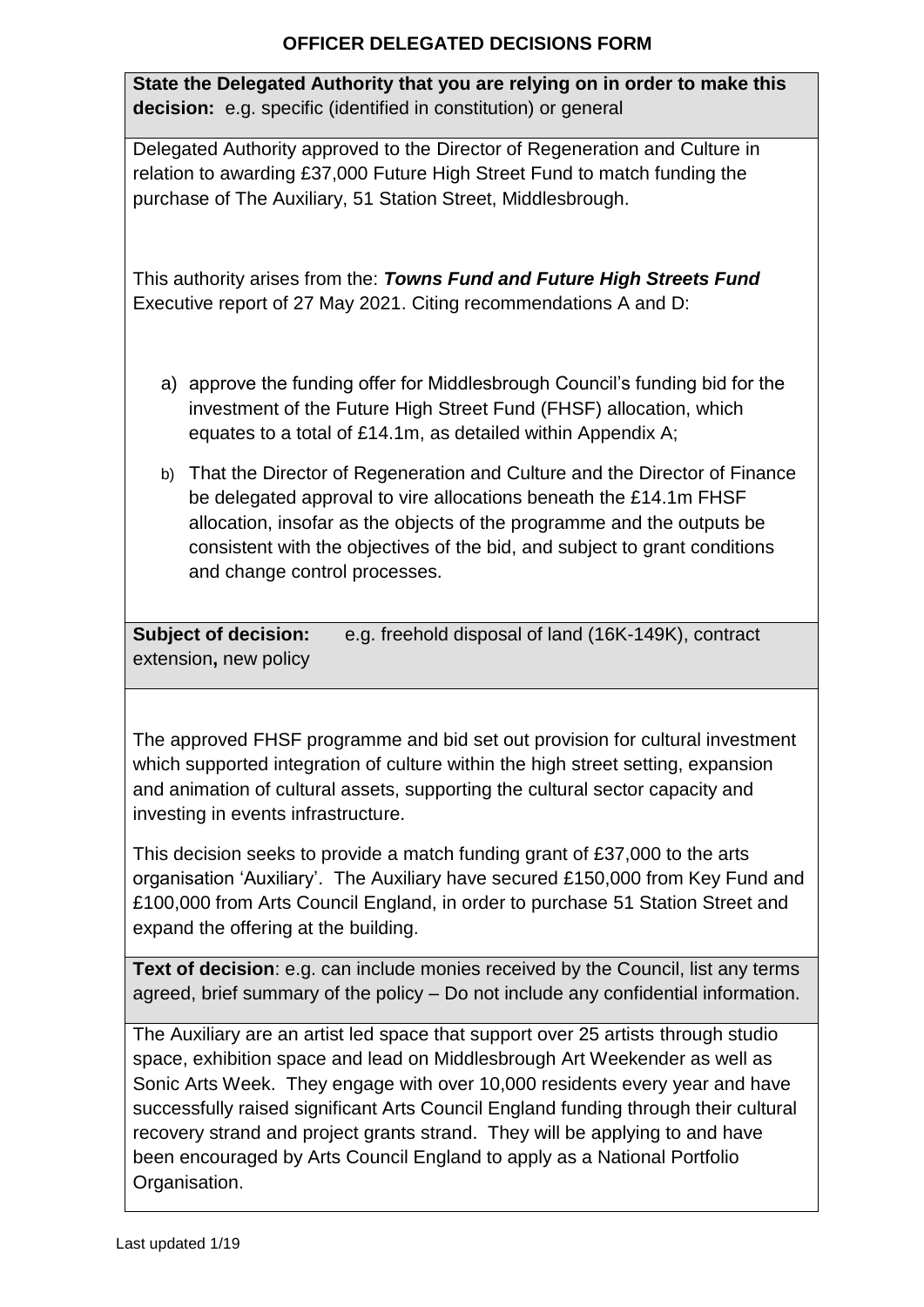# OFFICER DELEGATED DECISIONS FORM

**State the Delegated Authority that you are relying on in order to make this decision:** e.g. specific (identified in constitution) or general

Delegated Authority approved to the Director of Regeneration and Culture in relation to awarding £37,000 Future High Street Fund to match funding the purchase of The Auxiliary, 51 Station Street, Middlesbrough.

This authority arises from the: ***Towns Fund and Future High Streets Fund*** Executive report of 27 May 2021. Citing recommendations A and D:

a) approve the funding offer for Middlesbrough Council's funding bid for the investment of the Future High Street Fund (FHSF) allocation, which equates to a total of £14.1m, as detailed within Appendix A;

b) That the Director of Regeneration and Culture and the Director of Finance be delegated approval to vire allocations beneath the £14.1m FHSF allocation, insofar as the objects of the programme and the outputs be consistent with the objectives of the bid, and subject to grant conditions and change control processes.

**Subject of decision:** e.g. freehold disposal of land (16K-149K), contract extension**,** new policy

The approved FHSF programme and bid set out provision for cultural investment which supported integration of culture within the high street setting, expansion and animation of cultural assets, supporting the cultural sector capacity and investing in events infrastructure.

This decision seeks to provide a match funding grant of £37,000 to the arts organisation 'Auxiliary'. The Auxiliary have secured £150,000 from Key Fund and £100,000 from Arts Council England, in order to purchase 51 Station Street and expand the offering at the building.

**Text of decision**: e.g. can include monies received by the Council, list any terms agreed, brief summary of the policy – Do not include any confidential information.

The Auxiliary are an artist led space that support over 25 artists through studio space, exhibition space and lead on Middlesbrough Art Weekender as well as Sonic Arts Week. They engage with over 10,000 residents every year and have successfully raised significant Arts Council England funding through their cultural recovery strand and project grants strand. They will be applying to and have been encouraged by Arts Council England to apply as a National Portfolio Organisation.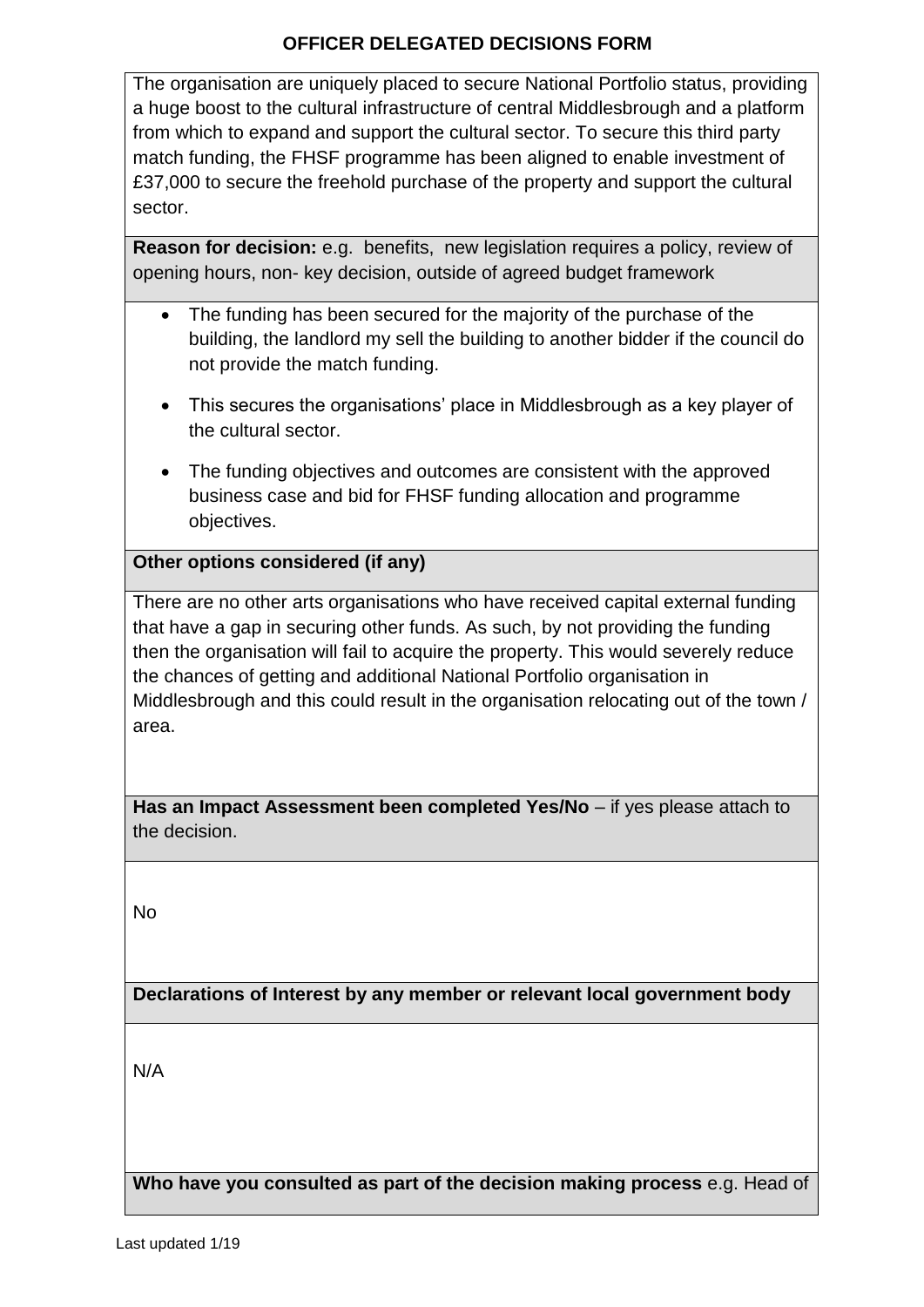**OFFICER DELEGATED DECISIONS FORM**

The organisation are uniquely placed to secure National Portfolio status, providing a huge boost to the cultural infrastructure of central Middlesbrough and a platform from which to expand and support the cultural sector. To secure this third party match funding, the FHSF programme has been aligned to enable investment of £37,000 to secure the freehold purchase of the property and support the cultural sector.

**Reason for decision:** e.g. benefits, new legislation requires a policy, review of opening hours, non- key decision, outside of agreed budget framework

- The funding has been secured for the majority of the purchase of the building, the landlord my sell the building to another bidder if the council do not provide the match funding.
- This secures the organisations' place in Middlesbrough as a key player of the cultural sector.
- The funding objectives and outcomes are consistent with the approved business case and bid for FHSF funding allocation and programme objectives.

**Other options considered (if any)**

There are no other arts organisations who have received capital external funding that have a gap in securing other funds. As such, by not providing the funding then the organisation will fail to acquire the property. This would severely reduce the chances of getting and additional National Portfolio organisation in Middlesbrough and this could result in the organisation relocating out of the town / area.

**Has an Impact Assessment been completed Yes/No** – if yes please attach to the decision.

No

**Declarations of Interest by any member or relevant local government body**

N/A

**Who have you consulted as part of the decision making process** e.g. Head of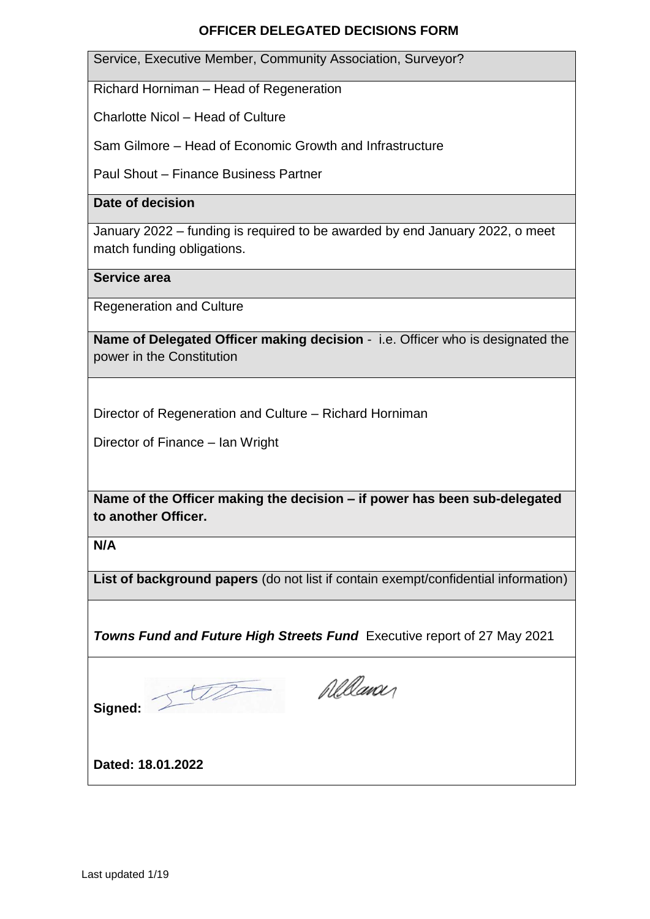## OFFICER DELEGATED DECISIONS FORM

| |
|---|
| Service, Executive Member, Community Association, Surveyor? |
| Richard Horniman – Head of Regeneration<br><br>Charlotte Nicol – Head of Culture<br><br>Sam Gilmore – Head of Economic Growth and Infrastructure<br><br>Paul Shout – Finance Business Partner |
| **Date of decision** |
| January 2022 – funding is required to be awarded by end January 2022, o meet match funding obligations. |
| **Service area** |
| Regeneration and Culture |
| **Name of Delegated Officer making decision** - i.e. Officer who is designated the power in the Constitution |
| Director of Regeneration and Culture – Richard Horniman<br><br>Director of Finance – Ian Wright |
| **Name of the Officer making the decision – if power has been sub-delegated to another Officer.** |
| **N/A** |
| **List of background papers** (do not list if contain exempt/confidential information) |
| ***Towns Fund and Future High Streets Fund*** Executive report of 27 May 2021 |
| **Signed:**<br><br>**Dated: 18.01.2022** |

Last updated 1/19